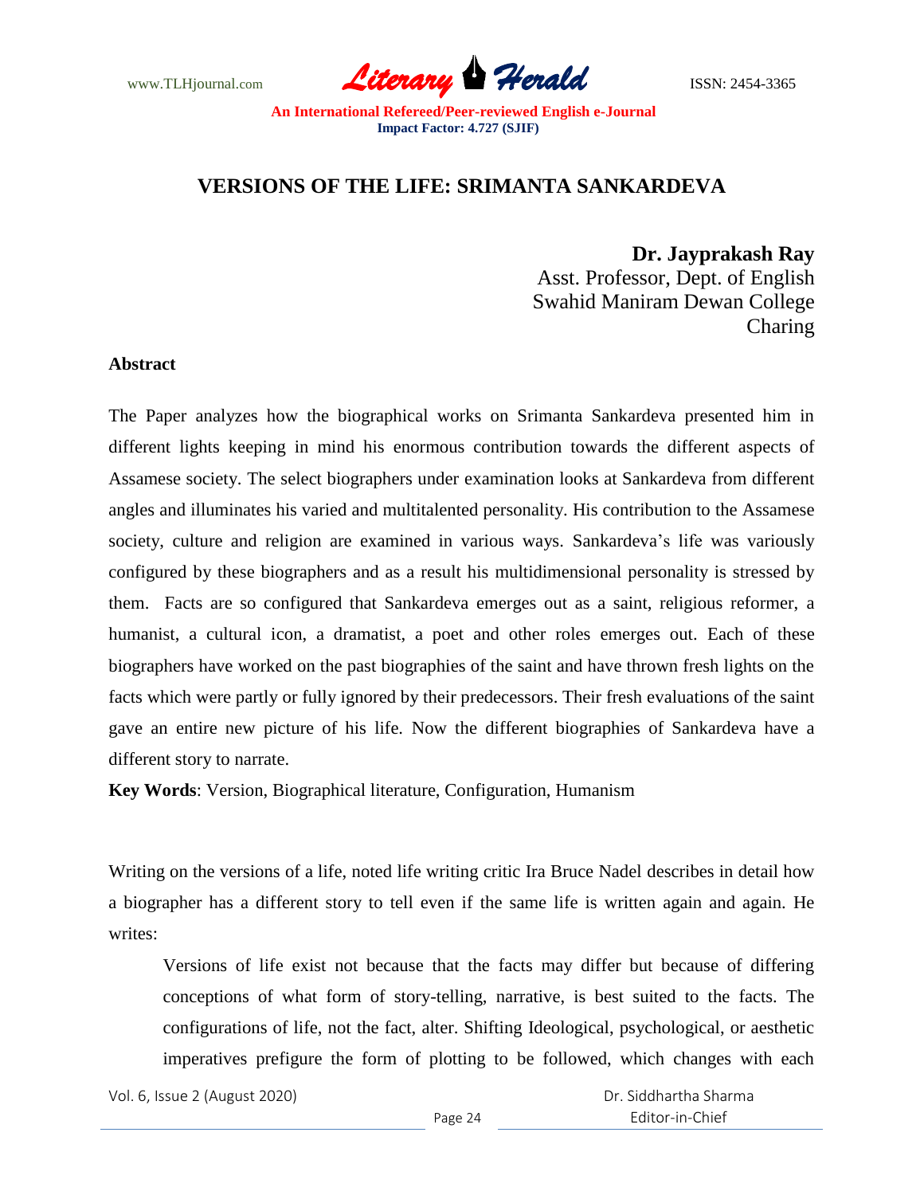# VERSIONS OF THE LIFE: SRIMANTA SANKARDEVA

**Dr. Jayprakash Ray**
Asst. Professor, Dept. of English
Swahid Maniram Dewan College
Charing

**Abstract**

The Paper analyzes how the biographical works on Srimanta Sankardeva presented him in different lights keeping in mind his enormous contribution towards the different aspects of Assamese society. The select biographers under examination looks at Sankardeva from different angles and illuminates his varied and multitalented personality. His contribution to the Assamese society, culture and religion are examined in various ways. Sankardeva's life was variously configured by these biographers and as a result his multidimensional personality is stressed by them. Facts are so configured that Sankardeva emerges out as a saint, religious reformer, a humanist, a cultural icon, a dramatist, a poet and other roles emerges out. Each of these biographers have worked on the past biographies of the saint and have thrown fresh lights on the facts which were partly or fully ignored by their predecessors. Their fresh evaluations of the saint gave an entire new picture of his life. Now the different biographies of Sankardeva have a different story to narrate.

**Key Words**: Version, Biographical literature, Configuration, Humanism

Writing on the versions of a life, noted life writing critic Ira Bruce Nadel describes in detail how a biographer has a different story to tell even if the same life is written again and again. He writes:

> Versions of life exist not because that the facts may differ but because of differing conceptions of what form of story-telling, narrative, is best suited to the facts. The configurations of life, not the fact, alter. Shifting Ideological, psychological, or aesthetic imperatives prefigure the form of plotting to be followed, which changes with each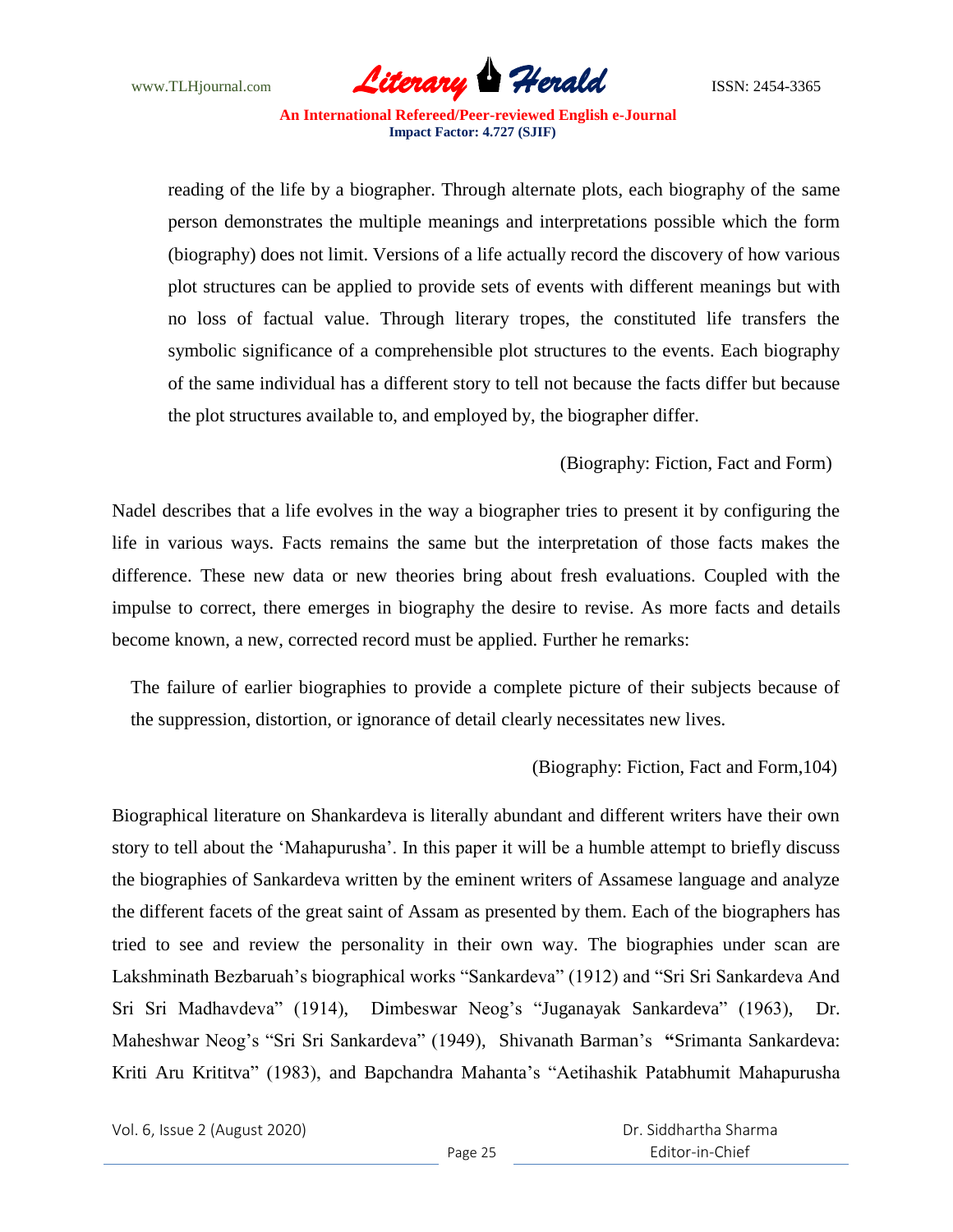> reading of the life by a biographer. Through alternate plots, each biography of the same person demonstrates the multiple meanings and interpretations possible which the form (biography) does not limit. Versions of a life actually record the discovery of how various plot structures can be applied to provide sets of events with different meanings but with no loss of factual value. Through literary tropes, the constituted life transfers the symbolic significance of a comprehensible plot structures to the events. Each biography of the same individual has a different story to tell not because the facts differ but because the plot structures available to, and employed by, the biographer differ.
>
> (Biography: Fiction, Fact and Form)

Nadel describes that a life evolves in the way a biographer tries to present it by configuring the life in various ways. Facts remains the same but the interpretation of those facts makes the difference. These new data or new theories bring about fresh evaluations. Coupled with the impulse to correct, there emerges in biography the desire to revise. As more facts and details become known, a new, corrected record must be applied. Further he remarks:

> The failure of earlier biographies to provide a complete picture of their subjects because of the suppression, distortion, or ignorance of detail clearly necessitates new lives.
>
> (Biography: Fiction, Fact and Form,104)

Biographical literature on Shankardeva is literally abundant and different writers have their own story to tell about the 'Mahapurusha'. In this paper it will be a humble attempt to briefly discuss the biographies of Sankardeva written by the eminent writers of Assamese language and analyze the different facets of the great saint of Assam as presented by them. Each of the biographers has tried to see and review the personality in their own way. The biographies under scan are Lakshminath Bezbaruah's biographical works "Sankardeva" (1912) and "Sri Sri Sankardeva And Sri Sri Madhavdeva" (1914), Dimbeswar Neog's "Juganayak Sankardeva" (1963), Dr. Maheshwar Neog's "Sri Sri Sankardeva" (1949), Shivanath Barman's "Srimanta Sankardeva: Kriti Aru Krititva" (1983), and Bapchandra Mahanta's "Aetihashik Patabhumit Mahapurusha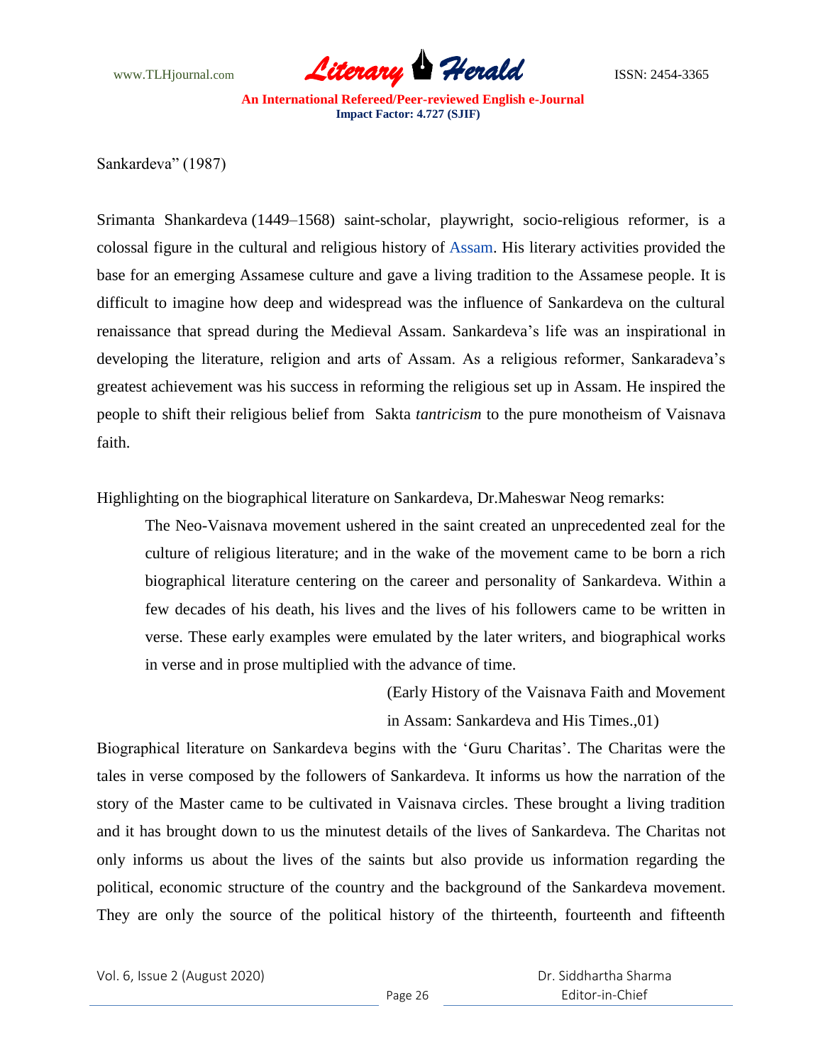Sankardeva" (1987)

Srimanta Shankardeva (1449–1568) saint-scholar, playwright, socio-religious reformer, is a colossal figure in the cultural and religious history of Assam. His literary activities provided the base for an emerging Assamese culture and gave a living tradition to the Assamese people. It is difficult to imagine how deep and widespread was the influence of Sankardeva on the cultural renaissance that spread during the Medieval Assam. Sankardeva's life was an inspirational in developing the literature, religion and arts of Assam. As a religious reformer, Sankaradeva's greatest achievement was his success in reforming the religious set up in Assam. He inspired the people to shift their religious belief from Sakta *tantricism* to the pure monotheism of Vaisnava faith.

Highlighting on the biographical literature on Sankardeva, Dr.Maheswar Neog remarks:

> The Neo-Vaisnava movement ushered in the saint created an unprecedented zeal for the culture of religious literature; and in the wake of the movement came to be born a rich biographical literature centering on the career and personality of Sankardeva. Within a few decades of his death, his lives and the lives of his followers came to be written in verse. These early examples were emulated by the later writers, and biographical works in verse and in prose multiplied with the advance of time.
>
> (Early History of the Vaisnava Faith and Movement in Assam: Sankardeva and His Times.,01)

Biographical literature on Sankardeva begins with the 'Guru Charitas'. The Charitas were the tales in verse composed by the followers of Sankardeva. It informs us how the narration of the story of the Master came to be cultivated in Vaisnava circles. These brought a living tradition and it has brought down to us the minutest details of the lives of Sankardeva. The Charitas not only informs us about the lives of the saints but also provide us information regarding the political, economic structure of the country and the background of the Sankardeva movement. They are only the source of the political history of the thirteenth, fourteenth and fifteenth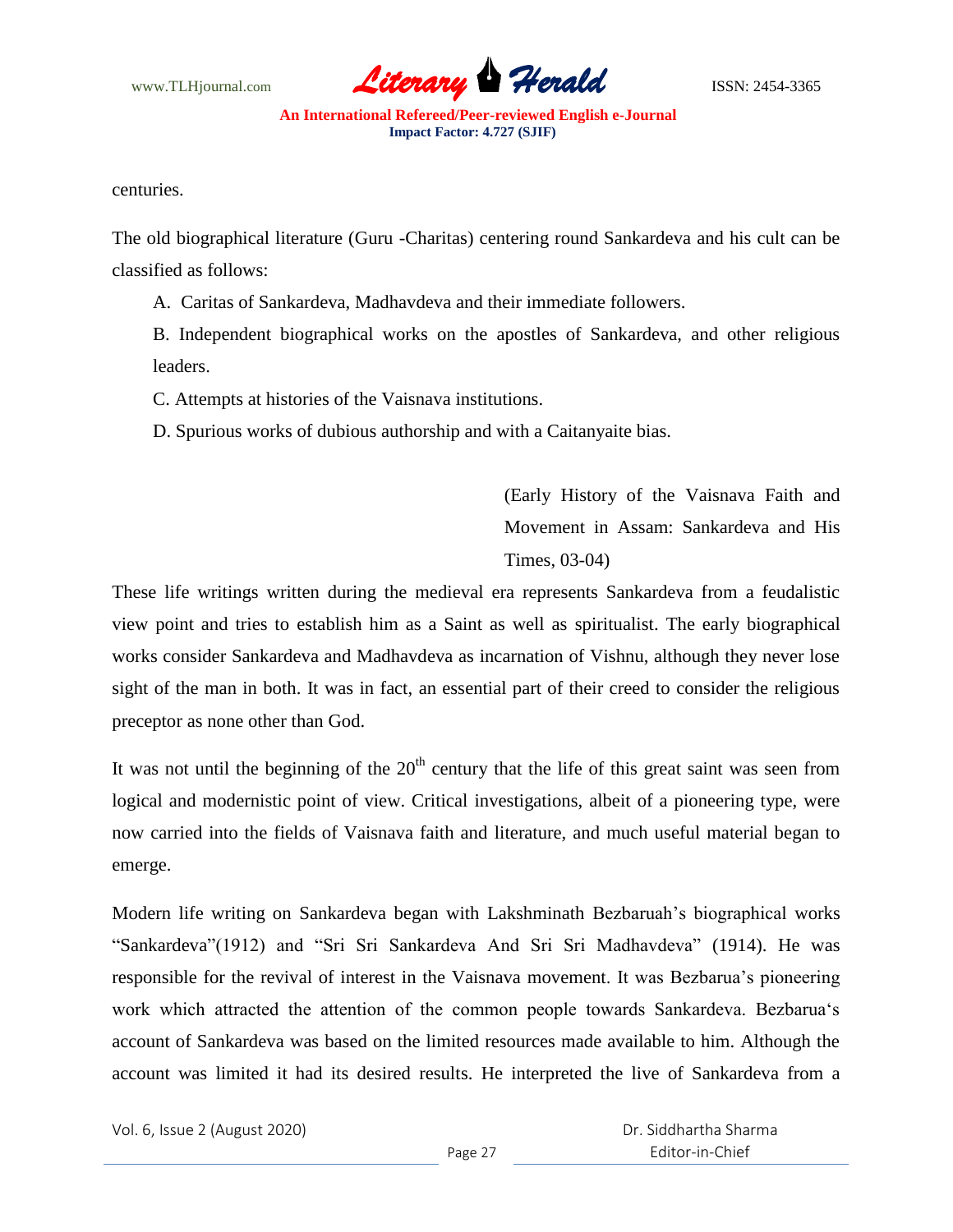centuries.

The old biographical literature (Guru -Charitas) centering round Sankardeva and his cult can be classified as follows:

A. Caritas of Sankardeva, Madhavdeva and their immediate followers.

B. Independent biographical works on the apostles of Sankardeva, and other religious leaders.

C. Attempts at histories of the Vaisnava institutions.

D. Spurious works of dubious authorship and with a Caitanyaite bias.

(Early History of the Vaisnava Faith and Movement in Assam: Sankardeva and His Times, 03-04)

These life writings written during the medieval era represents Sankardeva from a feudalistic view point and tries to establish him as a Saint as well as spiritualist. The early biographical works consider Sankardeva and Madhavdeva as incarnation of Vishnu, although they never lose sight of the man in both. It was in fact, an essential part of their creed to consider the religious preceptor as none other than God.

It was not until the beginning of the 20th century that the life of this great saint was seen from logical and modernistic point of view. Critical investigations, albeit of a pioneering type, were now carried into the fields of Vaisnava faith and literature, and much useful material began to emerge.

Modern life writing on Sankardeva began with Lakshminath Bezbaruah's biographical works "Sankardeva"(1912) and "Sri Sri Sankardeva And Sri Sri Madhavdeva" (1914). He was responsible for the revival of interest in the Vaisnava movement. It was Bezbarua's pioneering work which attracted the attention of the common people towards Sankardeva. Bezbarua's account of Sankardeva was based on the limited resources made available to him. Although the account was limited it had its desired results. He interpreted the live of Sankardeva from a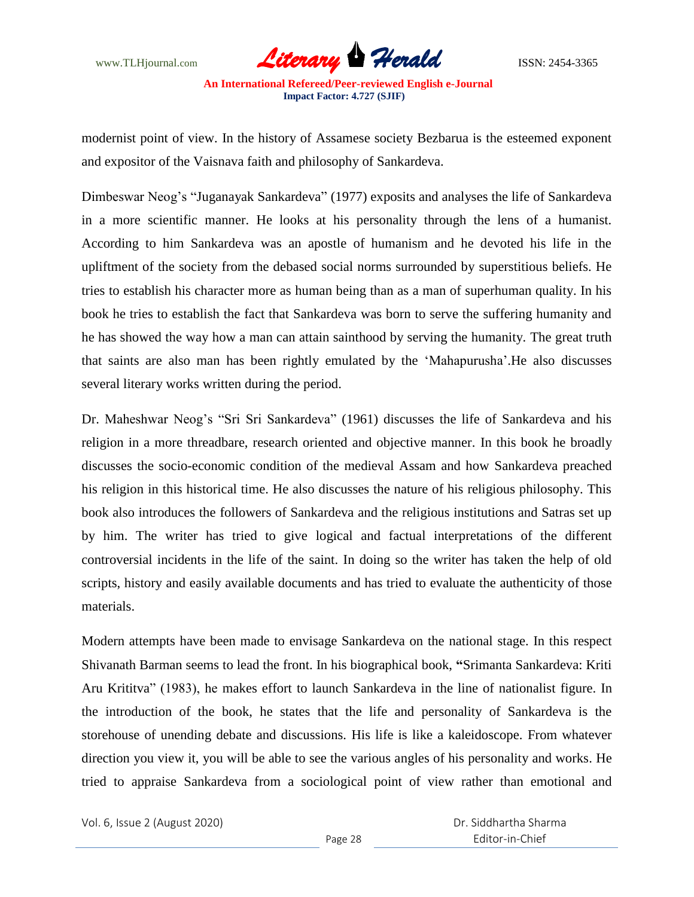modernist point of view. In the history of Assamese society Bezbarua is the esteemed exponent and expositor of the Vaisnava faith and philosophy of Sankardeva.

Dimbeswar Neog's "Juganayak Sankardeva" (1977) exposits and analyses the life of Sankardeva in a more scientific manner. He looks at his personality through the lens of a humanist. According to him Sankardeva was an apostle of humanism and he devoted his life in the upliftment of the society from the debased social norms surrounded by superstitious beliefs. He tries to establish his character more as human being than as a man of superhuman quality. In his book he tries to establish the fact that Sankardeva was born to serve the suffering humanity and he has showed the way how a man can attain sainthood by serving the humanity. The great truth that saints are also man has been rightly emulated by the 'Mahapurusha'.He also discusses several literary works written during the period.

Dr. Maheshwar Neog's "Sri Sri Sankardeva" (1961) discusses the life of Sankardeva and his religion in a more threadbare, research oriented and objective manner. In this book he broadly discusses the socio-economic condition of the medieval Assam and how Sankardeva preached his religion in this historical time. He also discusses the nature of his religious philosophy. This book also introduces the followers of Sankardeva and the religious institutions and Satras set up by him. The writer has tried to give logical and factual interpretations of the different controversial incidents in the life of the saint. In doing so the writer has taken the help of old scripts, history and easily available documents and has tried to evaluate the authenticity of those materials.

Modern attempts have been made to envisage Sankardeva on the national stage. In this respect Shivanath Barman seems to lead the front. In his biographical book, **"**Srimanta Sankardeva: Kriti Aru Krititva" (1983), he makes effort to launch Sankardeva in the line of nationalist figure. In the introduction of the book, he states that the life and personality of Sankardeva is the storehouse of unending debate and discussions. His life is like a kaleidoscope. From whatever direction you view it, you will be able to see the various angles of his personality and works. He tried to appraise Sankardeva from a sociological point of view rather than emotional and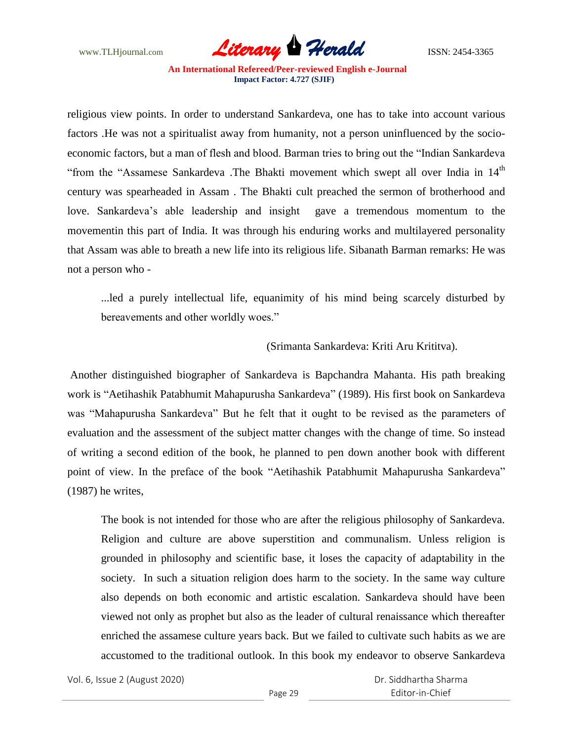religious view points. In order to understand Sankardeva, one has to take into account various factors .He was not a spiritualist away from humanity, not a person uninfluenced by the socio-economic factors, but a man of flesh and blood. Barman tries to bring out the "Indian Sankardeva "from the "Assamese Sankardeva .The Bhakti movement which swept all over India in 14th century was spearheaded in Assam . The Bhakti cult preached the sermon of brotherhood and love. Sankardeva's able leadership and insight gave a tremendous momentum to the movementin this part of India. It was through his enduring works and multilayered personality that Assam was able to breath a new life into its religious life. Sibanath Barman remarks: He was not a person who -

> ...led a purely intellectual life, equanimity of his mind being scarcely disturbed by bereavements and other worldly woes."
>
> (Srimanta Sankardeva: Kriti Aru Krititva).

Another distinguished biographer of Sankardeva is Bapchandra Mahanta. His path breaking work is "Aetihashik Patabhumit Mahapurusha Sankardeva" (1989). His first book on Sankardeva was "Mahapurusha Sankardeva" But he felt that it ought to be revised as the parameters of evaluation and the assessment of the subject matter changes with the change of time. So instead of writing a second edition of the book, he planned to pen down another book with different point of view. In the preface of the book "Aetihashik Patabhumit Mahapurusha Sankardeva" (1987) he writes,

> The book is not intended for those who are after the religious philosophy of Sankardeva. Religion and culture are above superstition and communalism. Unless religion is grounded in philosophy and scientific base, it loses the capacity of adaptability in the society. In such a situation religion does harm to the society. In the same way culture also depends on both economic and artistic escalation. Sankardeva should have been viewed not only as prophet but also as the leader of cultural renaissance which thereafter enriched the assamese culture years back. But we failed to cultivate such habits as we are accustomed to the traditional outlook. In this book my endeavor to observe Sankardeva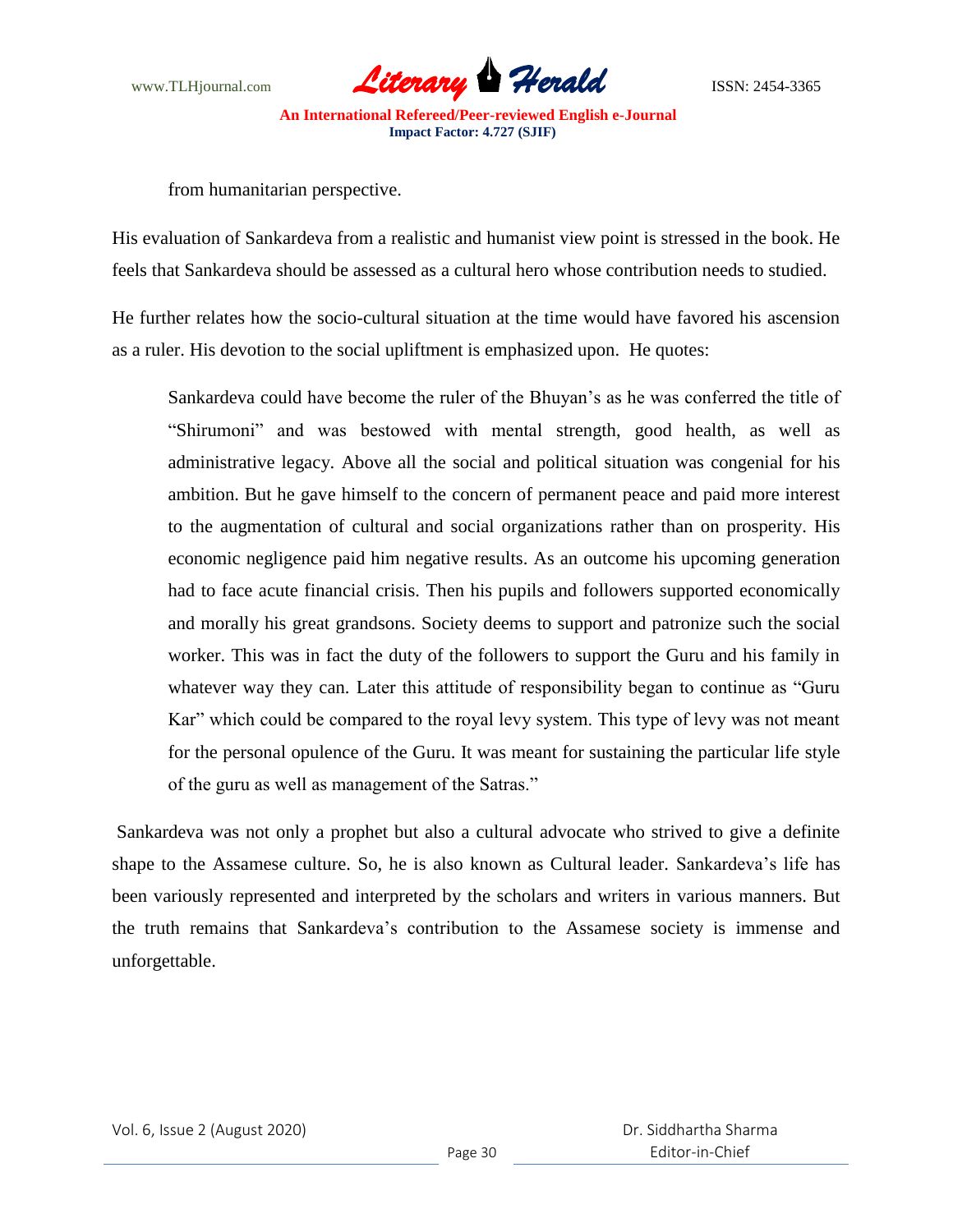from humanitarian perspective.

His evaluation of Sankardeva from a realistic and humanist view point is stressed in the book. He feels that Sankardeva should be assessed as a cultural hero whose contribution needs to studied.

He further relates how the socio-cultural situation at the time would have favored his ascension as a ruler. His devotion to the social upliftment is emphasized upon. He quotes:

> Sankardeva could have become the ruler of the Bhuyan's as he was conferred the title of "Shirumoni" and was bestowed with mental strength, good health, as well as administrative legacy. Above all the social and political situation was congenial for his ambition. But he gave himself to the concern of permanent peace and paid more interest to the augmentation of cultural and social organizations rather than on prosperity. His economic negligence paid him negative results. As an outcome his upcoming generation had to face acute financial crisis. Then his pupils and followers supported economically and morally his great grandsons. Society deems to support and patronize such the social worker. This was in fact the duty of the followers to support the Guru and his family in whatever way they can. Later this attitude of responsibility began to continue as "Guru Kar" which could be compared to the royal levy system. This type of levy was not meant for the personal opulence of the Guru. It was meant for sustaining the particular life style of the guru as well as management of the Satras."

Sankardeva was not only a prophet but also a cultural advocate who strived to give a definite shape to the Assamese culture. So, he is also known as Cultural leader. Sankardeva's life has been variously represented and interpreted by the scholars and writers in various manners. But the truth remains that Sankardeva's contribution to the Assamese society is immense and unforgettable.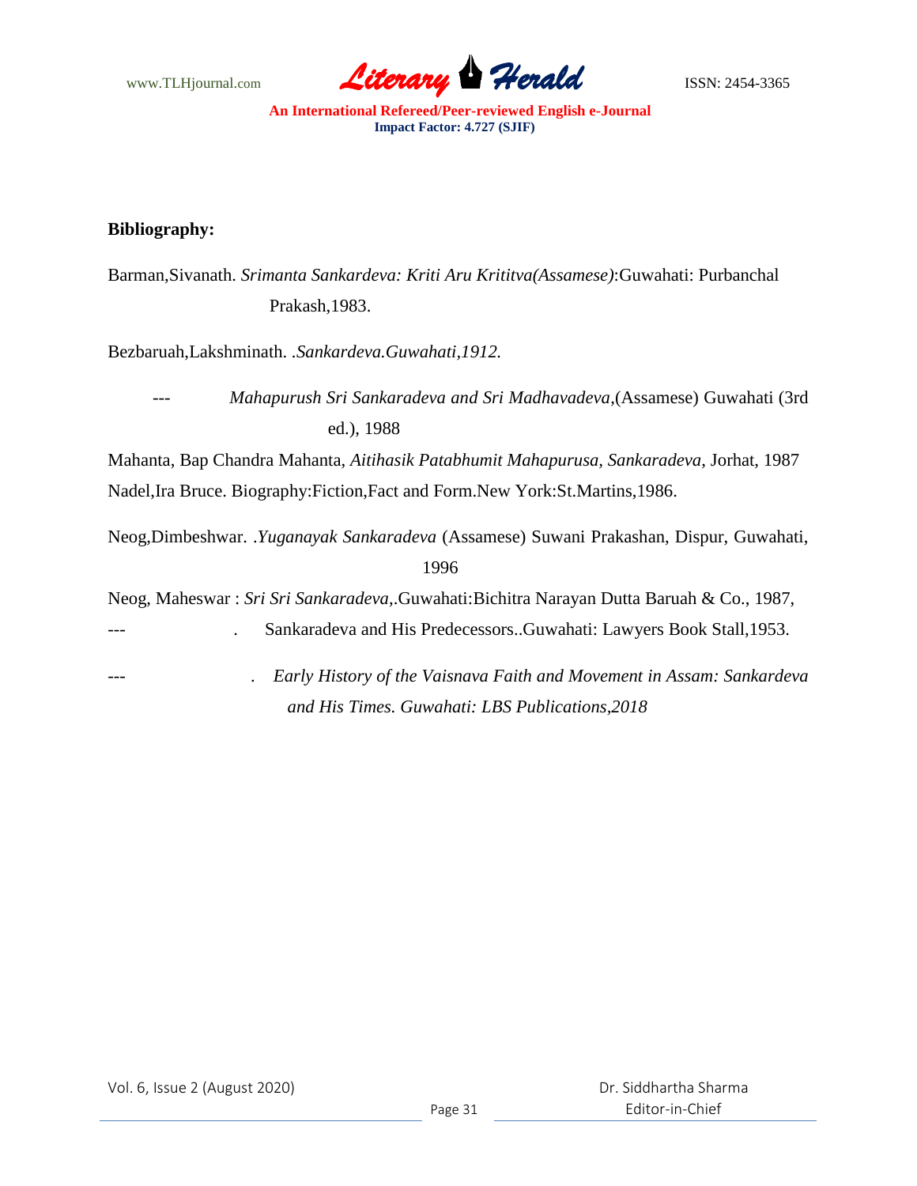**Bibliography:**

Barman,Sivanath. *Srimanta Sankardeva: Kriti Aru Krititva(Assamese)*:Guwahati: Purbanchal Prakash,1983.

Bezbaruah,Lakshminath. .*Sankardeva.Guwahati,1912.*

--- *Mahapurush Sri Sankaradeva and Sri Madhavadeva*,(Assamese) Guwahati (3rd ed.), 1988

Mahanta, Bap Chandra Mahanta, *Aitihasik Patabhumit Mahapurusa, Sankaradeva*, Jorhat, 1987

Nadel,Ira Bruce. Biography:Fiction,Fact and Form.New York:St.Martins,1986.

Neog,Dimbeshwar. .*Yuganayak Sankaradeva* (Assamese) Suwani Prakashan, Dispur, Guwahati, 1996

Neog, Maheswar : *Sri Sri Sankaradeva*,.Guwahati:Bichitra Narayan Dutta Baruah & Co., 1987,

--- . Sankaradeva and His Predecessors..Guwahati: Lawyers Book Stall,1953.

--- . *Early History of the Vaisnava Faith and Movement in Assam: Sankardeva and His Times. Guwahati: LBS Publications,2018*